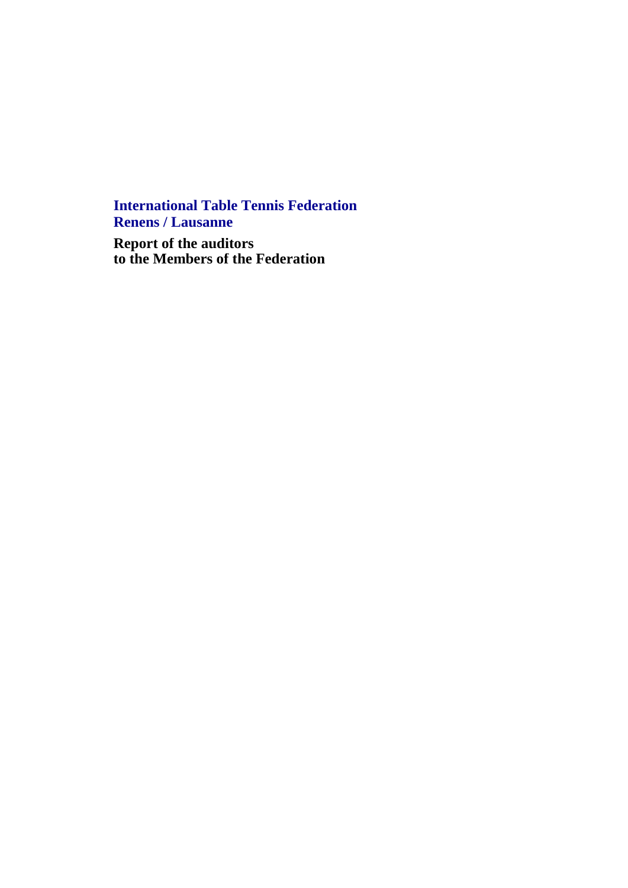**International Table Tennis Federation**
**Renens / Lausanne**

**Report of the auditors**
**to the Members of the Federation**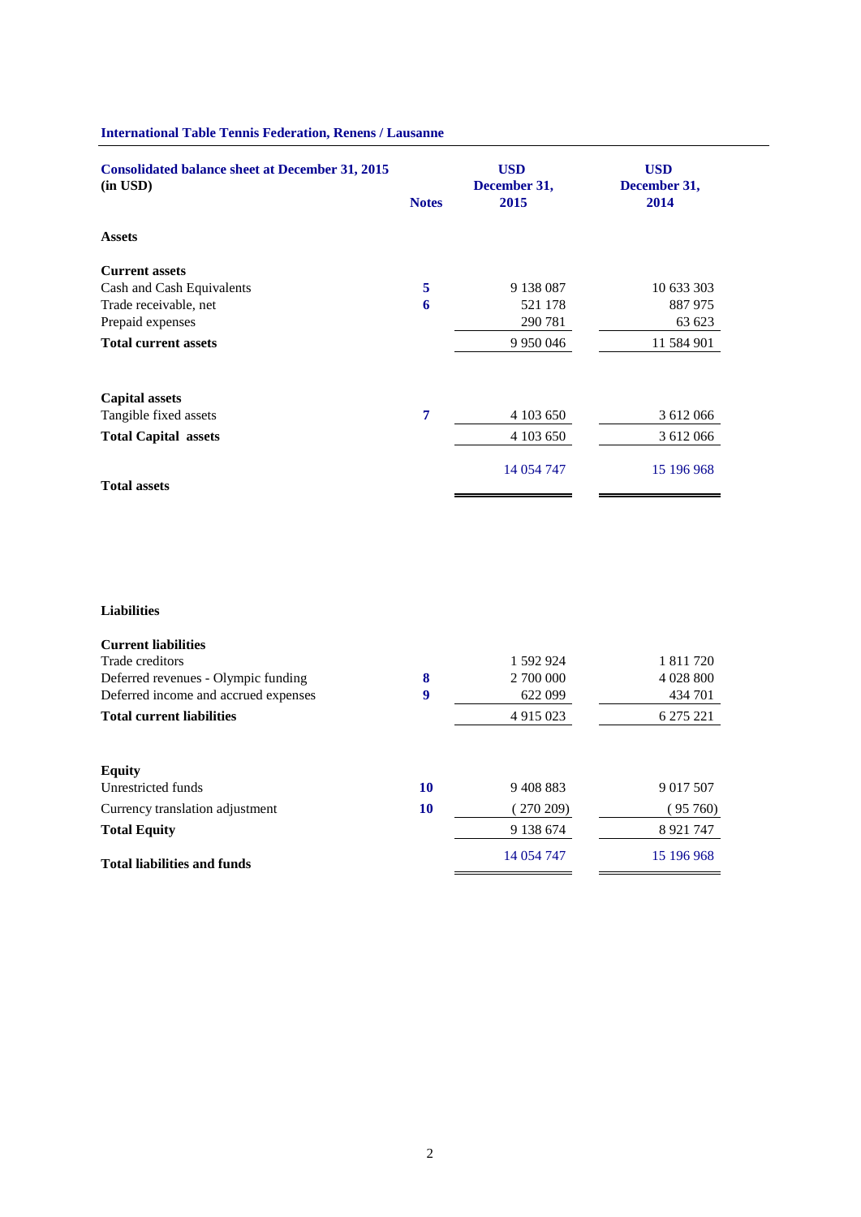**International Table Tennis Federation, Renens / Lausanne**

| **Consolidated balance sheet at December 31, 2015 (in USD)** | **Notes** | **USD December 31, 2015** | **USD December 31, 2014** |
|---|---|---|---|
| **Assets** | | | |
| **Current assets** | | | |
| Cash and Cash Equivalents | 5 | 9 138 087 | 10 633 303 |
| Trade receivable, net | 6 | 521 178 | 887 975 |
| Prepaid expenses | | 290 781 | 63 623 |
| **Total current assets** | | 9 950 046 | 11 584 901 |
| **Capital assets** | | | |
| Tangible fixed assets | 7 | 4 103 650 | 3 612 066 |
| **Total Capital assets** | | 4 103 650 | 3 612 066 |
| **Total assets** | | 14 054 747 | 15 196 968 |

| | **Notes** | **USD December 31, 2015** | **USD December 31, 2014** |
|---|---|---|---|
| **Liabilities** | | | |
| **Current liabilities** | | | |
| Trade creditors | | 1 592 924 | 1 811 720 |
| Deferred revenues - Olympic funding | 8 | 2 700 000 | 4 028 800 |
| Deferred income and accrued expenses | 9 | 622 099 | 434 701 |
| **Total current liabilities** | | 4 915 023 | 6 275 221 |
| **Equity** | | | |
| Unrestricted funds | 10 | 9 408 883 | 9 017 507 |
| Currency translation adjustment | 10 | ( 270 209) | ( 95 760) |
| **Total Equity** | | 9 138 674 | 8 921 747 |
| **Total liabilities and funds** | | 14 054 747 | 15 196 968 |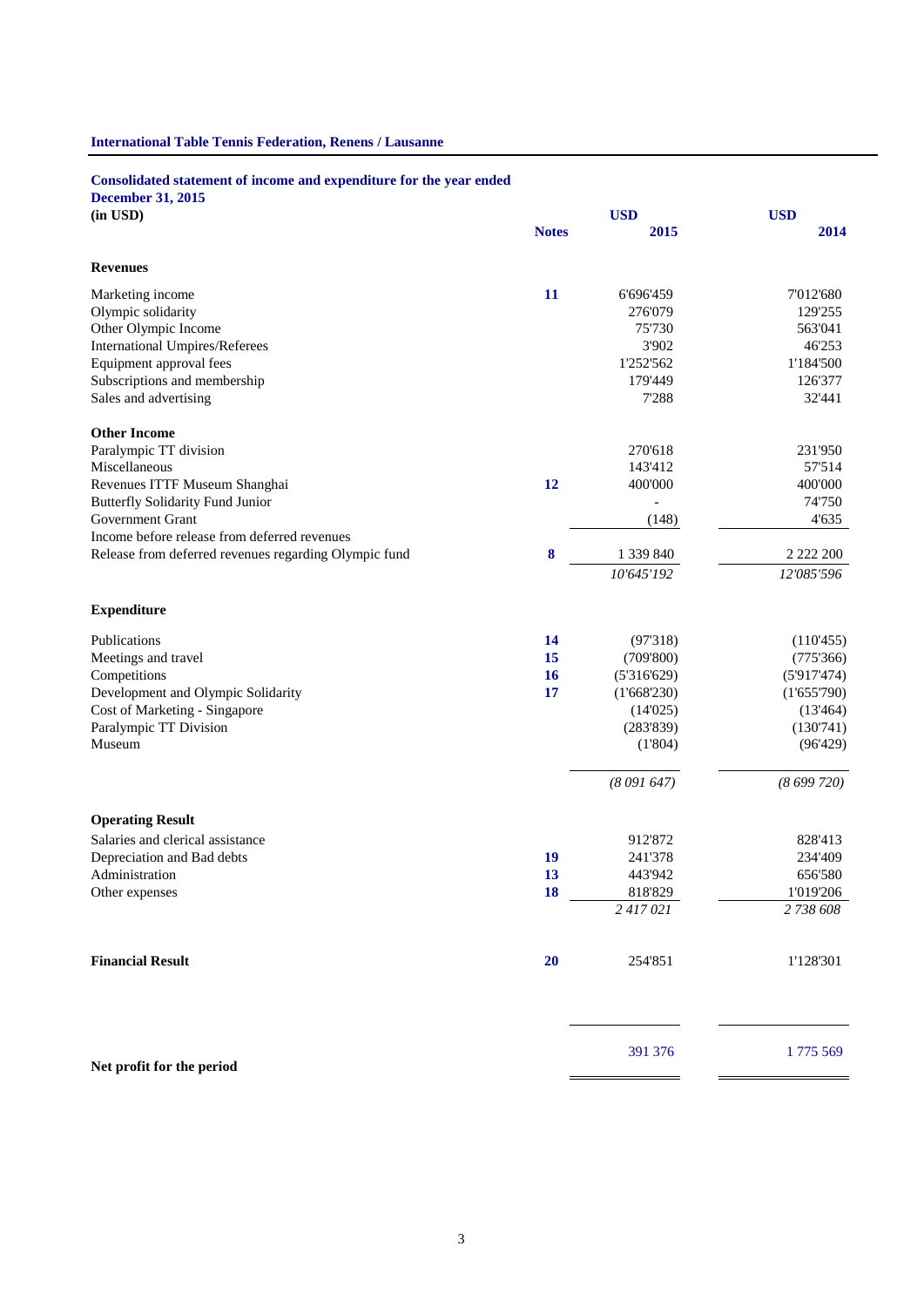**International Table Tennis Federation, Renens / Lausanne**

## Consolidated statement of income and expenditure for the year ended December 31, 2015

| (in USD) | Notes | USD 2015 | USD 2014 |
|---|---|---|---|
| **Revenues** | | | |
| Marketing income | 11 | 6'696'459 | 7'012'680 |
| Olympic solidarity | | 276'079 | 129'255 |
| Other Olympic Income | | 75'730 | 563'041 |
| International Umpires/Referees | | 3'902 | 46'253 |
| Equipment approval fees | | 1'252'562 | 1'184'500 |
| Subscriptions and membership | | 179'449 | 126'377 |
| Sales and advertising | | 7'288 | 32'441 |
| **Other Income** | | | |
| Paralympic TT division | | 270'618 | 231'950 |
| Miscellaneous | | 143'412 | 57'514 |
| Revenues ITTF Museum Shanghai | 12 | 400'000 | 400'000 |
| Butterfly Solidarity Fund Junior | | - | 74'750 |
| Government Grant | | (148) | 4'635 |
| Income before release from deferred revenues | | | |
| Release from deferred revenues regarding Olympic fund | 8 | 1 339 840 | 2 222 200 |
| | | *10'645'192* | *12'085'596* |
| **Expenditure** | | | |
| Publications | 14 | (97'318) | (110'455) |
| Meetings and travel | 15 | (709'800) | (775'366) |
| Competitions | 16 | (5'316'629) | (5'917'474) |
| Development and Olympic Solidarity | 17 | (1'668'230) | (1'655'790) |
| Cost of Marketing - Singapore | | (14'025) | (13'464) |
| Paralympic TT Division | | (283'839) | (130'741) |
| Museum | | (1'804) | (96'429) |
| | | *(8 091 647)* | *(8 699 720)* |
| **Operating Result** | | | |
| Salaries and clerical assistance | | 912'872 | 828'413 |
| Depreciation and Bad debts | 19 | 241'378 | 234'409 |
| Administration | 13 | 443'942 | 656'580 |
| Other expenses | 18 | 818'829 | 1'019'206 |
| | | *2 417 021* | *2 738 608* |
| **Financial Result** | 20 | 254'851 | 1'128'301 |
| **Net profit for the period** | | 391 376 | 1 775 569 |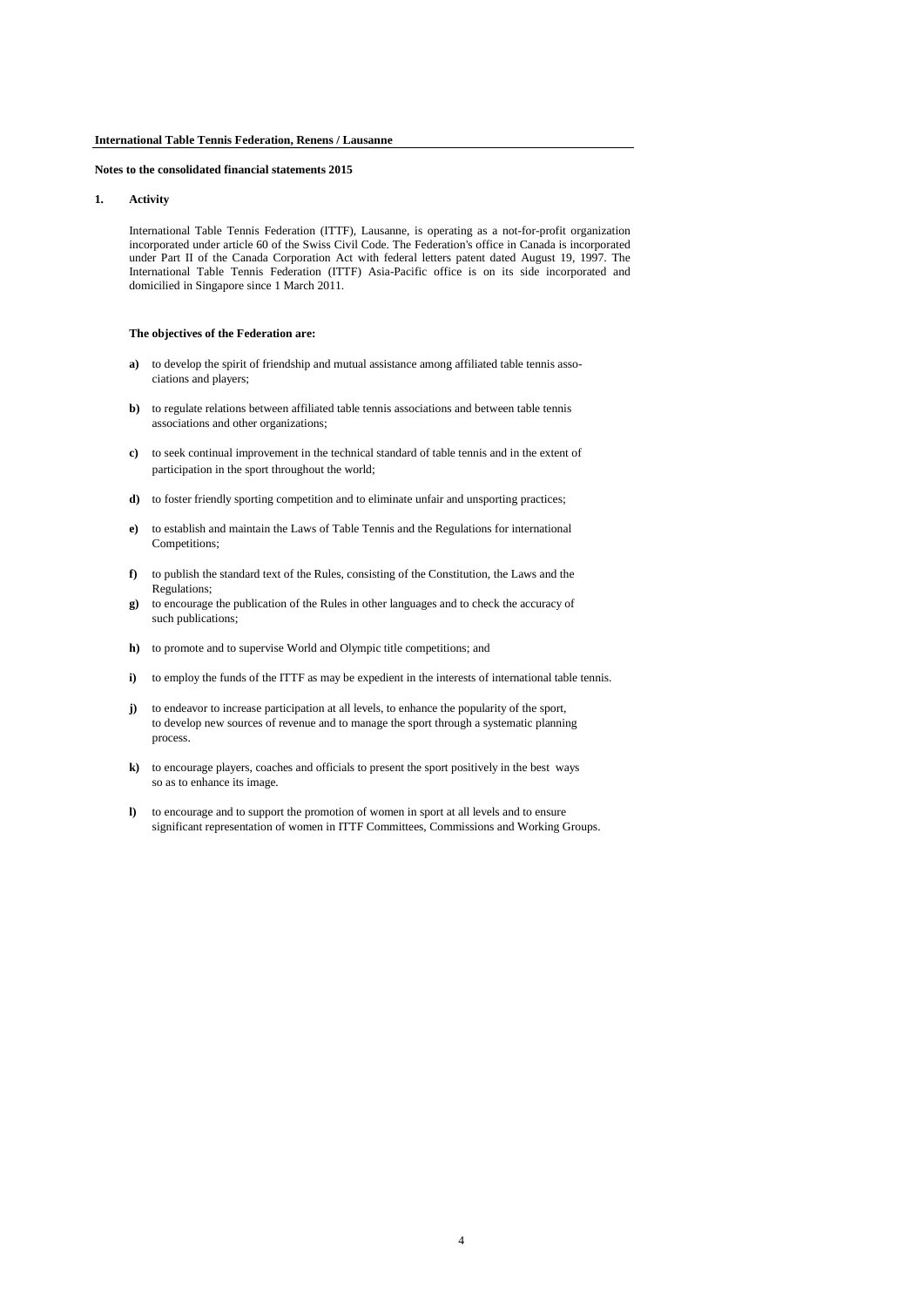**International Table Tennis Federation, Renens / Lausanne**

**Notes to the consolidated financial statements 2015**

## 1. Activity

International Table Tennis Federation (ITTF), Lausanne, is operating as a not-for-profit organization incorporated under article 60 of the Swiss Civil Code. The Federation's office in Canada is incorporated under Part II of the Canada Corporation Act with federal letters patent dated August 19, 1997. The International Table Tennis Federation (ITTF) Asia-Pacific office is on its side incorporated and domicilied in Singapore since 1 March 2011.

**The objectives of the Federation are:**

- **a)** to develop the spirit of friendship and mutual assistance among affiliated table tennis associations and players;
- **b)** to regulate relations between affiliated table tennis associations and between table tennis associations and other organizations;
- **c)** to seek continual improvement in the technical standard of table tennis and in the extent of participation in the sport throughout the world;
- **d)** to foster friendly sporting competition and to eliminate unfair and unsporting practices;
- **e)** to establish and maintain the Laws of Table Tennis and the Regulations for international Competitions;
- **f)** to publish the standard text of the Rules, consisting of the Constitution, the Laws and the Regulations;
- **g)** to encourage the publication of the Rules in other languages and to check the accuracy of such publications;
- **h)** to promote and to supervise World and Olympic title competitions; and
- **i)** to employ the funds of the ITTF as may be expedient in the interests of international table tennis.
- **j)** to endeavor to increase participation at all levels, to enhance the popularity of the sport, to develop new sources of revenue and to manage the sport through a systematic planning process.
- **k)** to encourage players, coaches and officials to present the sport positively in the best ways so as to enhance its image.
- **l)** to encourage and to support the promotion of women in sport at all levels and to ensure significant representation of women in ITTF Committees, Commissions and Working Groups.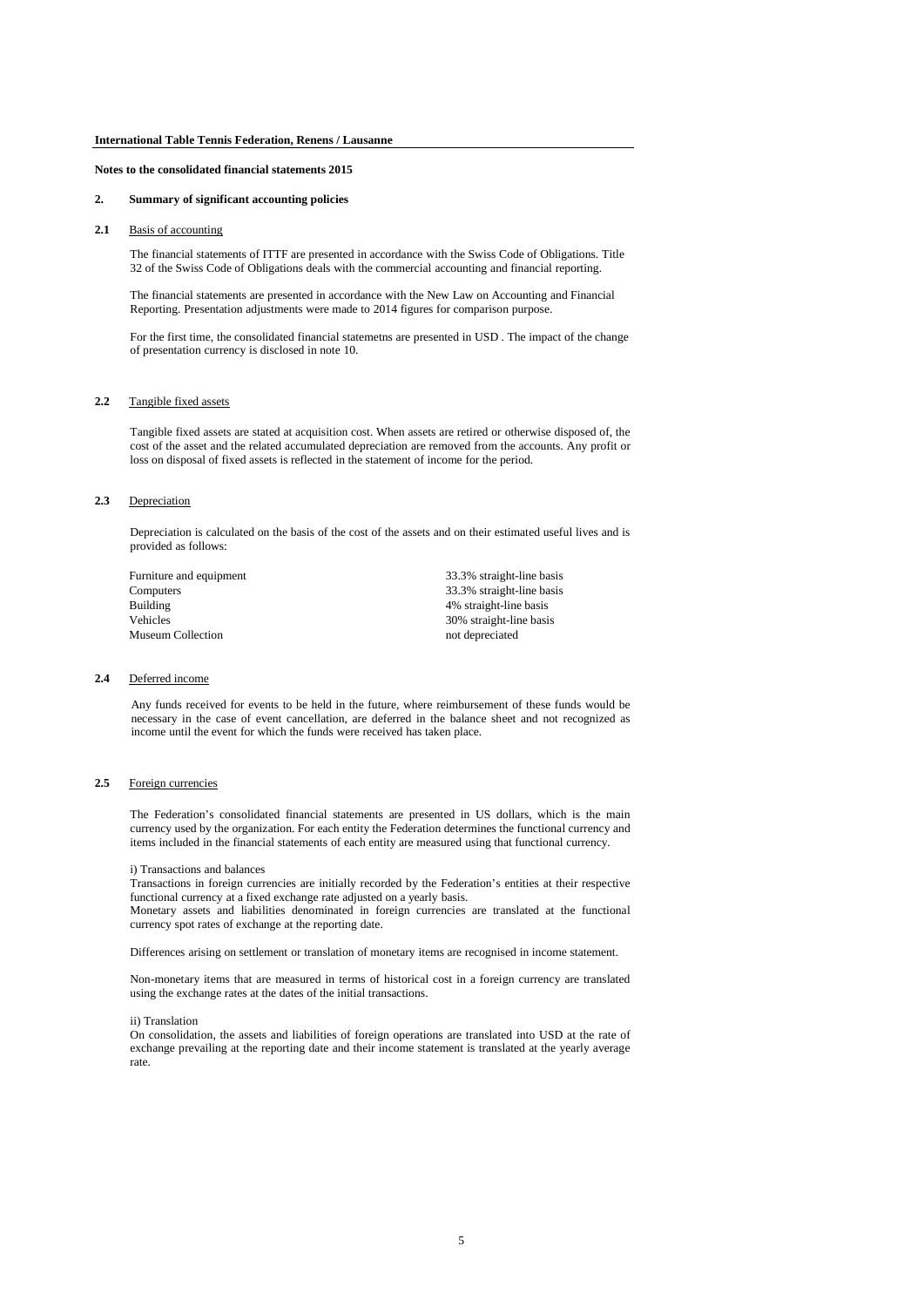**International Table Tennis Federation, Renens / Lausanne**

**Notes to the consolidated financial statements 2015**

## 2. Summary of significant accounting policies

### 2.1 Basis of accounting

The financial statements of ITTF are presented in accordance with the Swiss Code of Obligations. Title 32 of the Swiss Code of Obligations deals with the commercial accounting and financial reporting.

The financial statements are presented in accordance with the New Law on Accounting and Financial Reporting. Presentation adjustments were made to 2014 figures for comparison purpose.

For the first time, the consolidated financial statemetns are presented in USD . The impact of the change of presentation currency is disclosed in note 10.

### 2.2 Tangible fixed assets

Tangible fixed assets are stated at acquisition cost. When assets are retired or otherwise disposed of, the cost of the asset and the related accumulated depreciation are removed from the accounts. Any profit or loss on disposal of fixed assets is reflected in the statement of income for the period.

### 2.3 Depreciation

Depreciation is calculated on the basis of the cost of the assets and on their estimated useful lives and is provided as follows:

| | |
|---|---|
| Furniture and equipment | 33.3% straight-line basis |
| Computers | 33.3% straight-line basis |
| Building | 4% straight-line basis |
| Vehicles | 30% straight-line basis |
| Museum Collection | not depreciated |

### 2.4 Deferred income

Any funds received for events to be held in the future, where reimbursement of these funds would be necessary in the case of event cancellation, are deferred in the balance sheet and not recognized as income until the event for which the funds were received has taken place.

### 2.5 Foreign currencies

The Federation's consolidated financial statements are presented in US dollars, which is the main currency used by the organization. For each entity the Federation determines the functional currency and items included in the financial statements of each entity are measured using that functional currency.

i) Transactions and balances

Transactions in foreign currencies are initially recorded by the Federation's entities at their respective functional currency at a fixed exchange rate adjusted on a yearly basis.

Monetary assets and liabilities denominated in foreign currencies are translated at the functional currency spot rates of exchange at the reporting date.

Differences arising on settlement or translation of monetary items are recognised in income statement.

Non-monetary items that are measured in terms of historical cost in a foreign currency are translated using the exchange rates at the dates of the initial transactions.

ii) Translation

On consolidation, the assets and liabilities of foreign operations are translated into USD at the rate of exchange prevailing at the reporting date and their income statement is translated at the yearly average rate.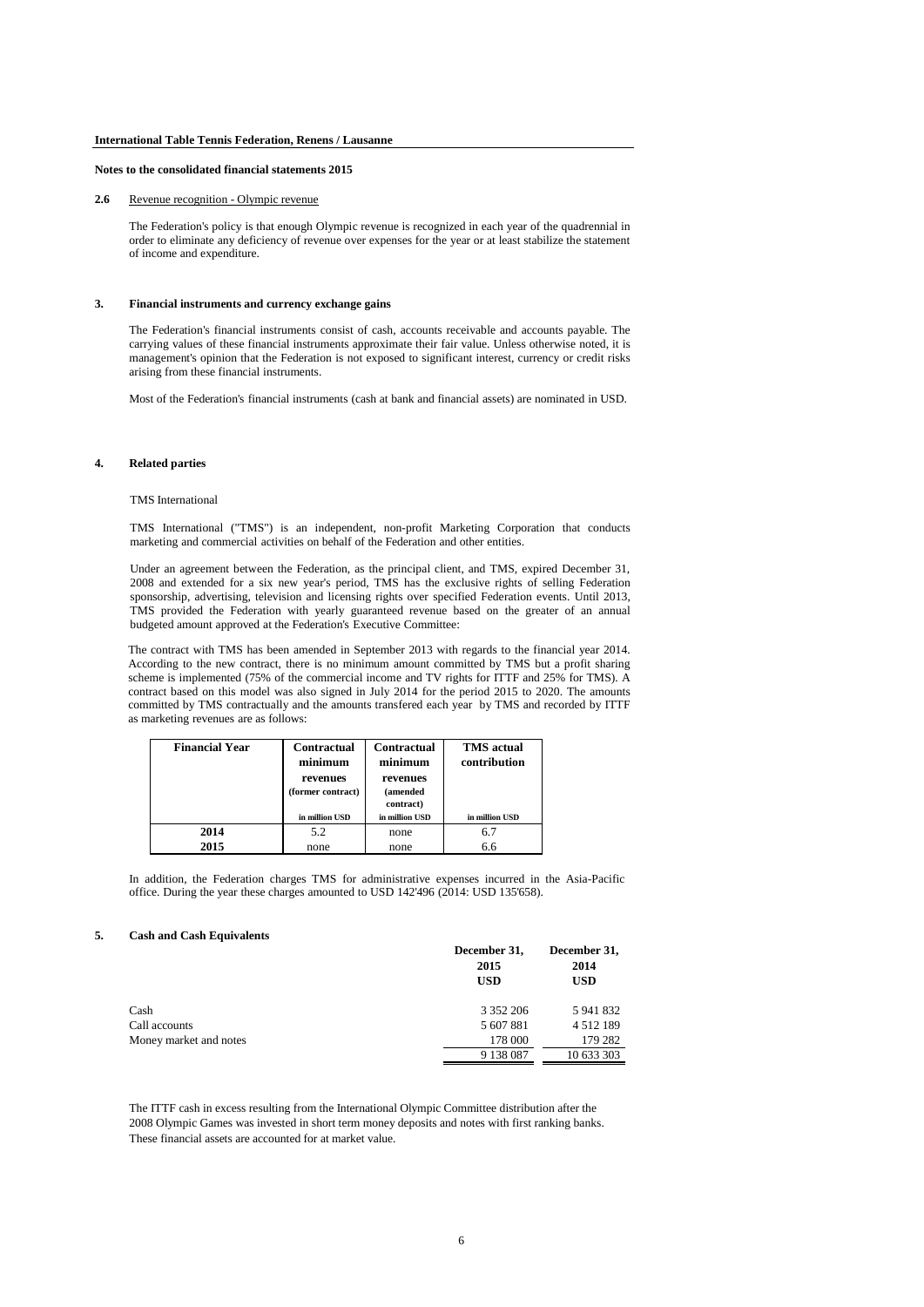**Notes to the consolidated financial statements 2015**

**2.6** Revenue recognition - Olympic revenue

The Federation's policy is that enough Olympic revenue is recognized in each year of the quadrennial in order to eliminate any deficiency of revenue over expenses for the year or at least stabilize the statement of income and expenditure.

## 3. Financial instruments and currency exchange gains

The Federation's financial instruments consist of cash, accounts receivable and accounts payable. The carrying values of these financial instruments approximate their fair value. Unless otherwise noted, it is management's opinion that the Federation is not exposed to significant interest, currency or credit risks arising from these financial instruments.

Most of the Federation's financial instruments (cash at bank and financial assets) are nominated in USD.

## 4. Related parties

TMS International

TMS International ("TMS") is an independent, non-profit Marketing Corporation that conducts marketing and commercial activities on behalf of the Federation and other entities.

Under an agreement between the Federation, as the principal client, and TMS, expired December 31, 2008 and extended for a six new year's period, TMS has the exclusive rights of selling Federation sponsorship, advertising, television and licensing rights over specified Federation events. Until 2013, TMS provided the Federation with yearly guaranteed revenue based on the greater of an annual budgeted amount approved at the Federation's Executive Committee:

The contract with TMS has been amended in September 2013 with regards to the financial year 2014. According to the new contract, there is no minimum amount committed by TMS but a profit sharing scheme is implemented (75% of the commercial income and TV rights for ITTF and 25% for TMS). A contract based on this model was also signed in July 2014 for the period 2015 to 2020. The amounts committed by TMS contractually and the amounts transfered each year by TMS and recorded by ITTF as marketing revenues are as follows:

| Financial Year | Contractual minimum revenues (former contract) | Contractual minimum revenues (amended contract) | TMS actual contribution |
|---|---|---|---|
| | in million USD | in million USD | in million USD |
| **2014** | 5.2 | none | 6.7 |
| **2015** | none | none | 6.6 |

In addition, the Federation charges TMS for administrative expenses incurred in the Asia-Pacific office. During the year these charges amounted to USD 142'496 (2014: USD 135'658).

## 5. Cash and Cash Equivalents

| | December 31, 2015 USD | December 31, 2014 USD |
|---|---|---|
| Cash | 3 352 206 | 5 941 832 |
| Call accounts | 5 607 881 | 4 512 189 |
| Money market and notes | 178 000 | 179 282 |
| | 9 138 087 | 10 633 303 |

The ITTF cash in excess resulting from the International Olympic Committee distribution after the 2008 Olympic Games was invested in short term money deposits and notes with first ranking banks. These financial assets are accounted for at market value.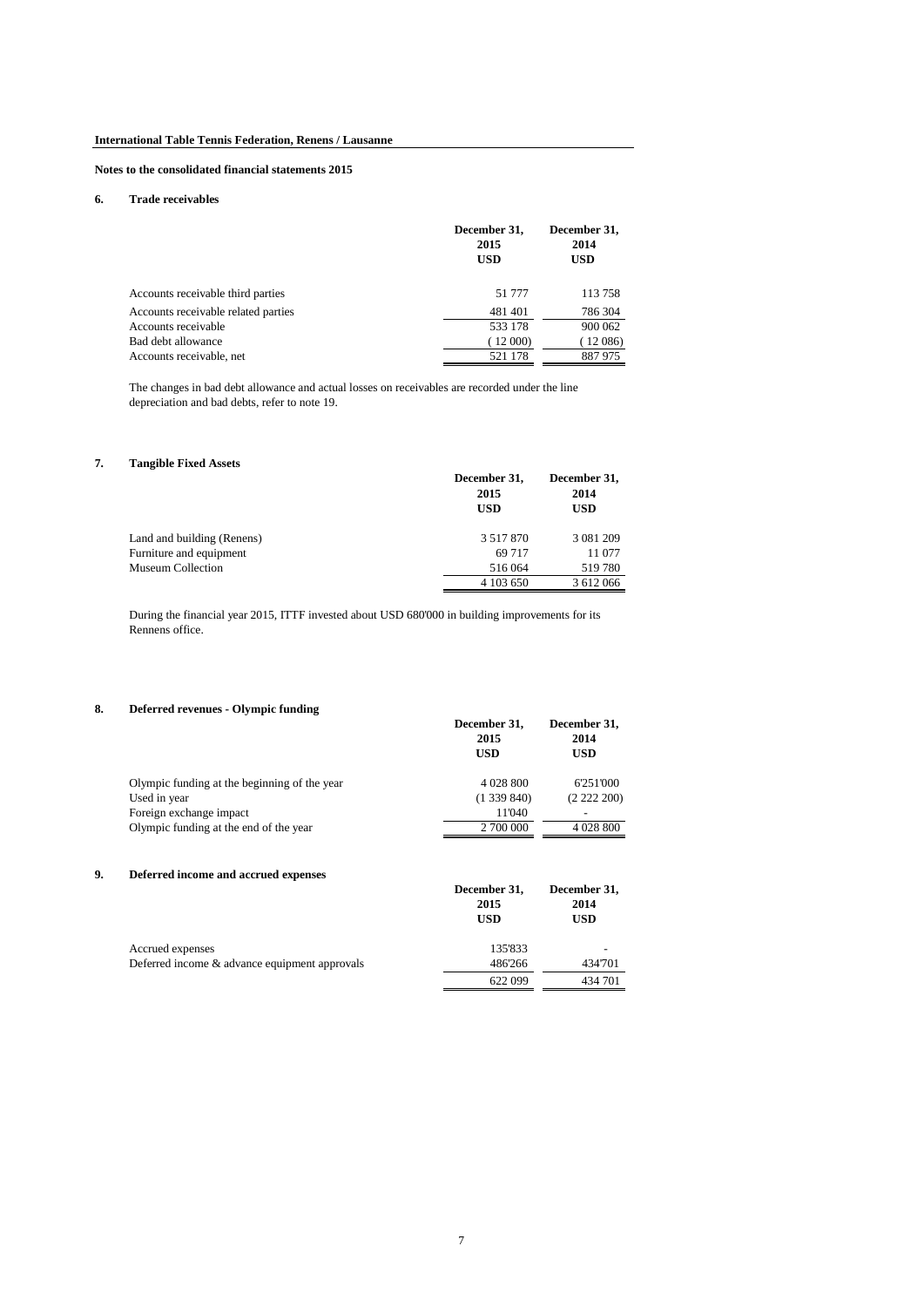**International Table Tennis Federation, Renens / Lausanne**

**Notes to the consolidated financial statements 2015**

## 6. Trade receivables

| | December 31, 2015 USD | December 31, 2014 USD |
|---|---|---|
| Accounts receivable third parties | 51 777 | 113 758 |
| Accounts receivable related parties | 481 401 | 786 304 |
| Accounts receivable | 533 178 | 900 062 |
| Bad debt allowance | ( 12 000) | ( 12 086) |
| Accounts receivable, net | 521 178 | 887 975 |

The changes in bad debt allowance and actual losses on receivables are recorded under the line depreciation and bad debts, refer to note 19.

## 7. Tangible Fixed Assets

| | December 31, 2015 USD | December 31, 2014 USD |
|---|---|---|
| Land and building (Renens) | 3 517 870 | 3 081 209 |
| Furniture and equipment | 69 717 | 11 077 |
| Museum Collection | 516 064 | 519 780 |
| | 4 103 650 | 3 612 066 |

During the financial year 2015, ITTF invested about USD 680'000 in building improvements for its Rennens office.

## 8. Deferred revenues - Olympic funding

| | December 31, 2015 USD | December 31, 2014 USD |
|---|---|---|
| Olympic funding at the beginning of the year | 4 028 800 | 6'251'000 |
| Used in year | (1 339 840) | (2 222 200) |
| Foreign exchange impact | 11'040 | - |
| Olympic funding at the end of the year | 2 700 000 | 4 028 800 |

## 9. Deferred income and accrued expenses

| | December 31, 2015 USD | December 31, 2014 USD |
|---|---|---|
| Accrued expenses | 135'833 | - |
| Deferred income & advance equipment approvals | 486'266 | 434'701 |
| | 622 099 | 434 701 |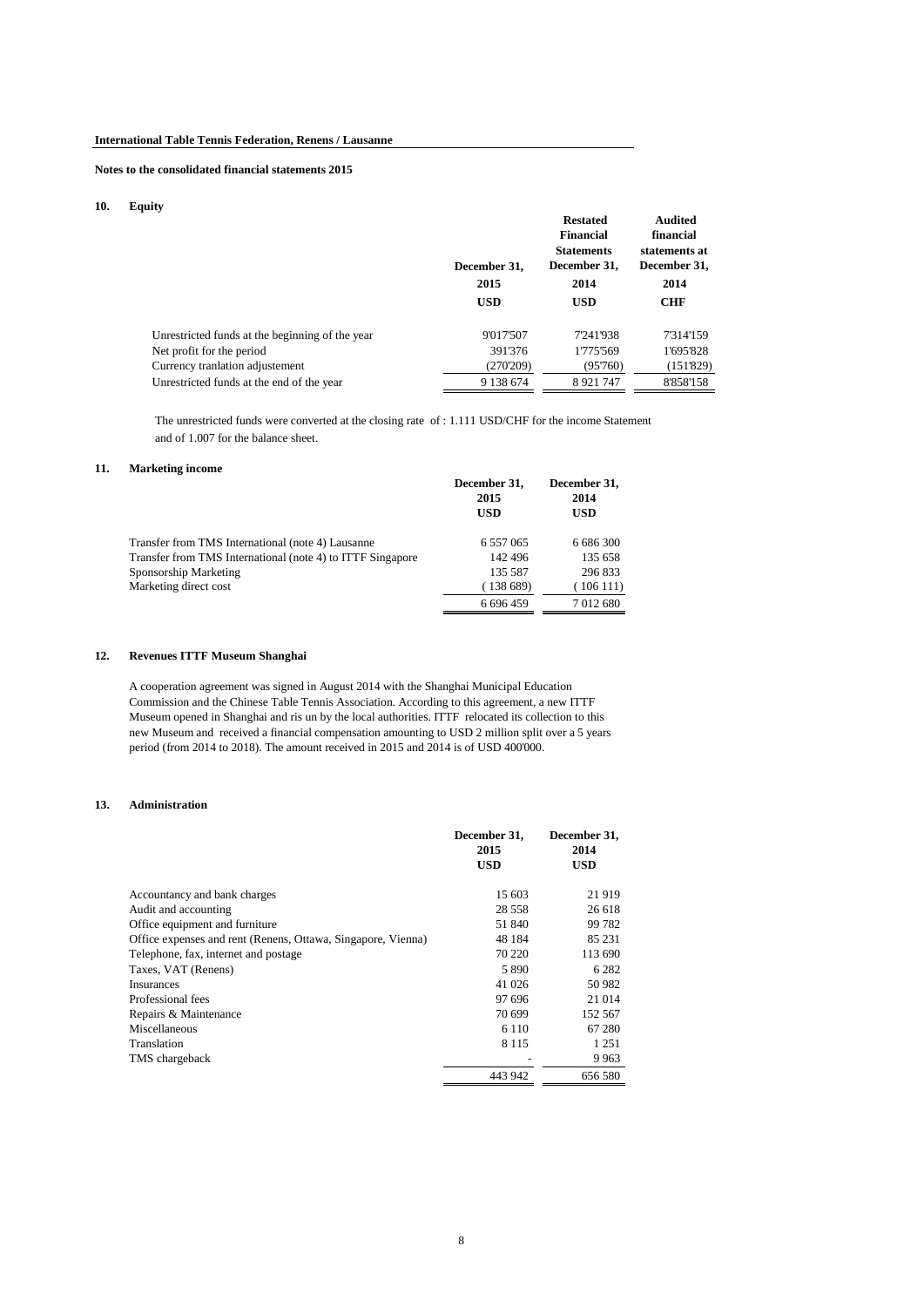**International Table Tennis Federation, Renens / Lausanne**

**Notes to the consolidated financial statements 2015**

## 10. Equity

| | December 31, 2015 USD | Restated Financial Statements December 31, 2014 USD | Audited financial statements at December 31, 2014 CHF |
|---|---|---|---|
| Unrestricted funds at the beginning of the year | 9'017'507 | 7'241'938 | 7'314'159 |
| Net profit for the period | 391'376 | 1'775'569 | 1'695'828 |
| Currency tranlation adjustement | (270'209) | (95'760) | (151'829) |
| Unrestricted funds at the end of the year | 9 138 674 | 8 921 747 | 8'858'158 |

The unrestricted funds were converted at the closing rate of : 1.111 USD/CHF for the income Statement and of 1.007 for the balance sheet.

## 11. Marketing income

| | December 31, 2015 USD | December 31, 2014 USD |
|---|---|---|
| Transfer from TMS International (note 4) Lausanne | 6 557 065 | 6 686 300 |
| Transfer from TMS International (note 4) to ITTF Singapore | 142 496 | 135 658 |
| Sponsorship Marketing | 135 587 | 296 833 |
| Marketing direct cost | ( 138 689) | ( 106 111) |
| | 6 696 459 | 7 012 680 |

## 12. Revenues ITTF Museum Shanghai

A cooperation agreement was signed in August 2014 with the Shanghai Municipal Education Commission and the Chinese Table Tennis Association. According to this agreement, a new ITTF Museum opened in Shanghai and ris un by the local authorities. ITTF relocated its collection to this new Museum and received a financial compensation amounting to USD 2 million split over a 5 years period (from 2014 to 2018). The amount received in 2015 and 2014 is of USD 400'000.

## 13. Administration

| | December 31, 2015 USD | December 31, 2014 USD |
|---|---|---|
| Accountancy and bank charges | 15 603 | 21 919 |
| Audit and accounting | 28 558 | 26 618 |
| Office equipment and furniture | 51 840 | 99 782 |
| Office expenses and rent (Renens, Ottawa, Singapore, Vienna) | 48 184 | 85 231 |
| Telephone, fax, internet and postage | 70 220 | 113 690 |
| Taxes, VAT (Renens) | 5 890 | 6 282 |
| Insurances | 41 026 | 50 982 |
| Professional fees | 97 696 | 21 014 |
| Repairs & Maintenance | 70 699 | 152 567 |
| Miscellaneous | 6 110 | 67 280 |
| Translation | 8 115 | 1 251 |
| TMS chargeback | - | 9 963 |
| | 443 942 | 656 580 |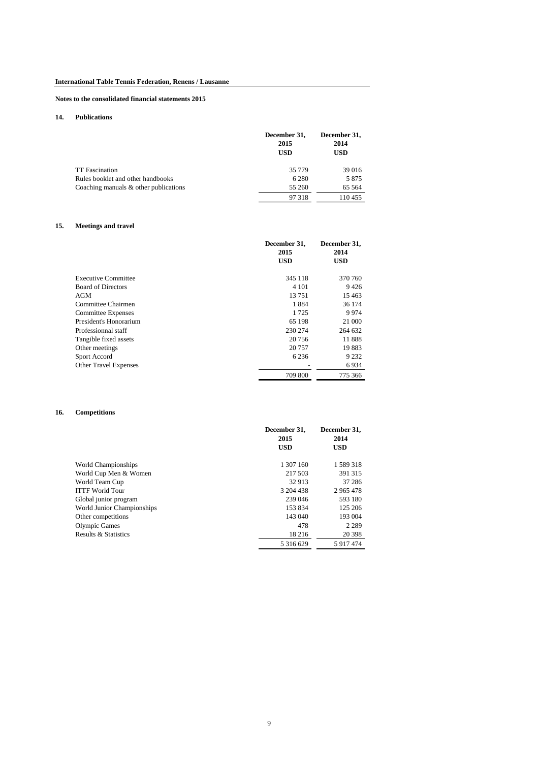**International Table Tennis Federation, Renens / Lausanne**

**Notes to the consolidated financial statements 2015**

## 14. Publications

| | December 31, 2015 USD | December 31, 2014 USD |
|---|---|---|
| TT Fascination | 35 779 | 39 016 |
| Rules booklet and other handbooks | 6 280 | 5 875 |
| Coaching manuals & other publications | 55 260 | 65 564 |
| | 97 318 | 110 455 |

## 15. Meetings and travel

| | December 31, 2015 USD | December 31, 2014 USD |
|---|---|---|
| Executive Committee | 345 118 | 370 760 |
| Board of Directors | 4 101 | 9 426 |
| AGM | 13 751 | 15 463 |
| Committee Chairmen | 1 884 | 36 174 |
| Committee Expenses | 1 725 | 9 974 |
| President's Honorarium | 65 198 | 21 000 |
| Professionnal staff | 230 274 | 264 632 |
| Tangible fixed assets | 20 756 | 11 888 |
| Other meetings | 20 757 | 19 883 |
| Sport Accord | 6 236 | 9 232 |
| Other Travel Expenses | - | 6 934 |
| | 709 800 | 775 366 |

## 16. Competitions

| | December 31, 2015 USD | December 31, 2014 USD |
|---|---|---|
| World Championships | 1 307 160 | 1 589 318 |
| World Cup Men & Women | 217 503 | 391 315 |
| World Team Cup | 32 913 | 37 286 |
| ITTF World Tour | 3 204 438 | 2 965 478 |
| Global junior program | 239 046 | 593 180 |
| World Junior Championships | 153 834 | 125 206 |
| Other competitions | 143 040 | 193 004 |
| Olympic Games | 478 | 2 289 |
| Results & Statistics | 18 216 | 20 398 |
| | 5 316 629 | 5 917 474 |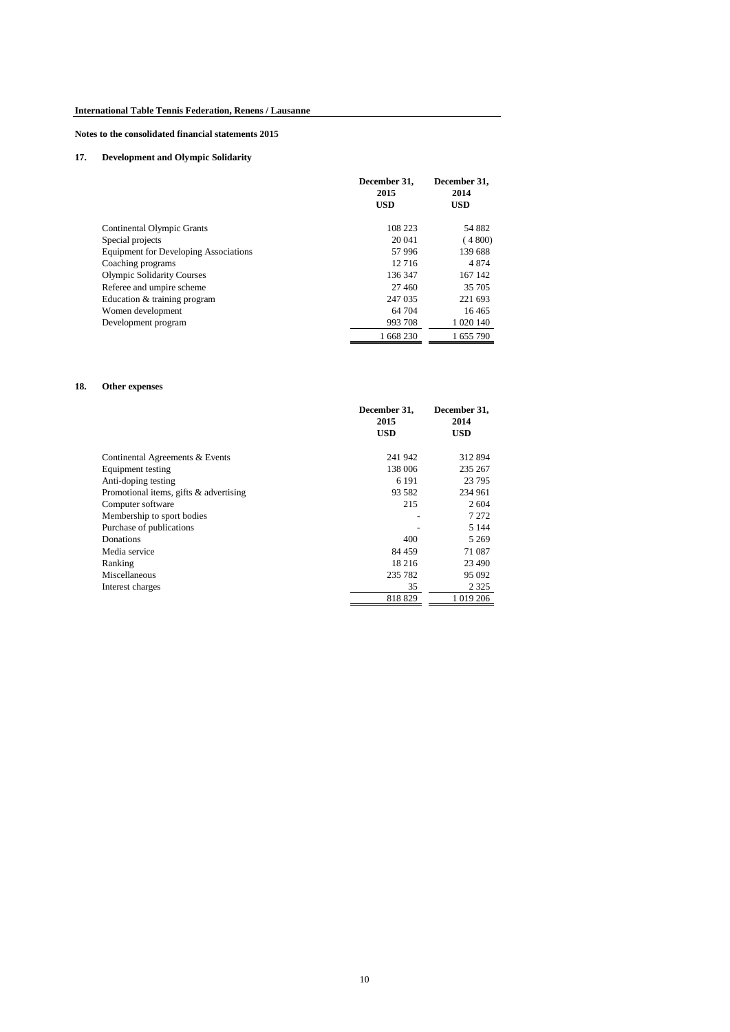**International Table Tennis Federation, Renens / Lausanne**

**Notes to the consolidated financial statements 2015**

## 17. Development and Olympic Solidarity

| | December 31, 2015 USD | December 31, 2014 USD |
|---|---|---|
| Continental Olympic Grants | 108 223 | 54 882 |
| Special projects | 20 041 | ( 4 800) |
| Equipment for Developing Associations | 57 996 | 139 688 |
| Coaching programs | 12 716 | 4 874 |
| Olympic Solidarity Courses | 136 347 | 167 142 |
| Referee and umpire scheme | 27 460 | 35 705 |
| Education & training program | 247 035 | 221 693 |
| Women development | 64 704 | 16 465 |
| Development program | 993 708 | 1 020 140 |
| | 1 668 230 | 1 655 790 |

## 18. Other expenses

| | December 31, 2015 USD | December 31, 2014 USD |
|---|---|---|
| Continental Agreements & Events | 241 942 | 312 894 |
| Equipment testing | 138 006 | 235 267 |
| Anti-doping testing | 6 191 | 23 795 |
| Promotional items, gifts & advertising | 93 582 | 234 961 |
| Computer software | 215 | 2 604 |
| Membership to sport bodies | - | 7 272 |
| Purchase of publications | - | 5 144 |
| Donations | 400 | 5 269 |
| Media service | 84 459 | 71 087 |
| Ranking | 18 216 | 23 490 |
| Miscellaneous | 235 782 | 95 092 |
| Interest charges | 35 | 2 325 |
| | 818 829 | 1 019 206 |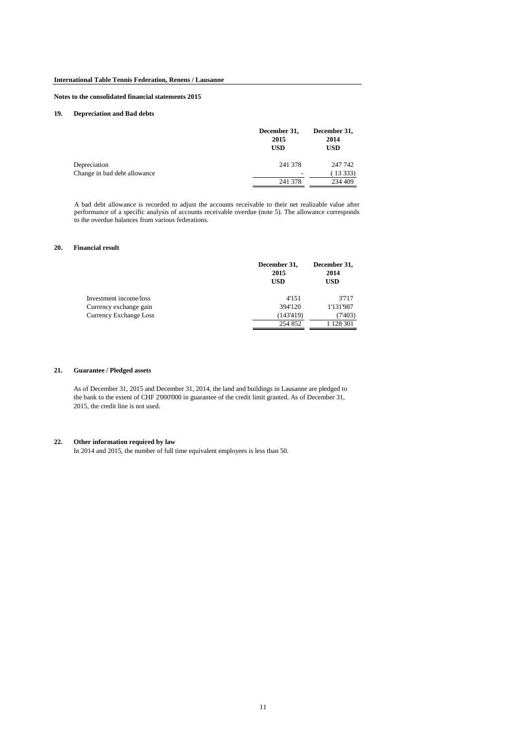**International Table Tennis Federation, Renens / Lausanne**

**Notes to the consolidated financial statements 2015**

## 19. Depreciation and Bad debts

| | December 31, 2015 USD | December 31, 2014 USD |
|---|---|---|
| Depreciation | 241 378 | 247 742 |
| Change in bad debt allowance | - | ( 13 333) |
| | 241 378 | 234 409 |

A bad debt allowance is recorded to adjust the accounts receivable to their net realizable value after performance of a specific analysis of accounts receivable overdue (note 5). The allowance corresponds to the overdue balances from various federations.

## 20. Financial result

| | December 31, 2015 USD | December 31, 2014 USD |
|---|---|---|
| Investment income/loss | 4'151 | 3'717 |
| Currency exchange gain | 394'120 | 1'131'987 |
| Currency Exchange Loss | (143'419) | (7'403) |
| | 254 852 | 1 128 301 |

## 21. Guarantee / Pledged assets

As of December 31, 2015 and December 31, 2014, the land and buildings in Lausanne are pledged to the bank to the extent of CHF 2'000'000 in guarantee of the credit limit granted. As of December 31, 2015, the credit line is not used.

## 22. Other information required by law

In 2014 and 2015, the number of full time equivalent employees is less than 50.